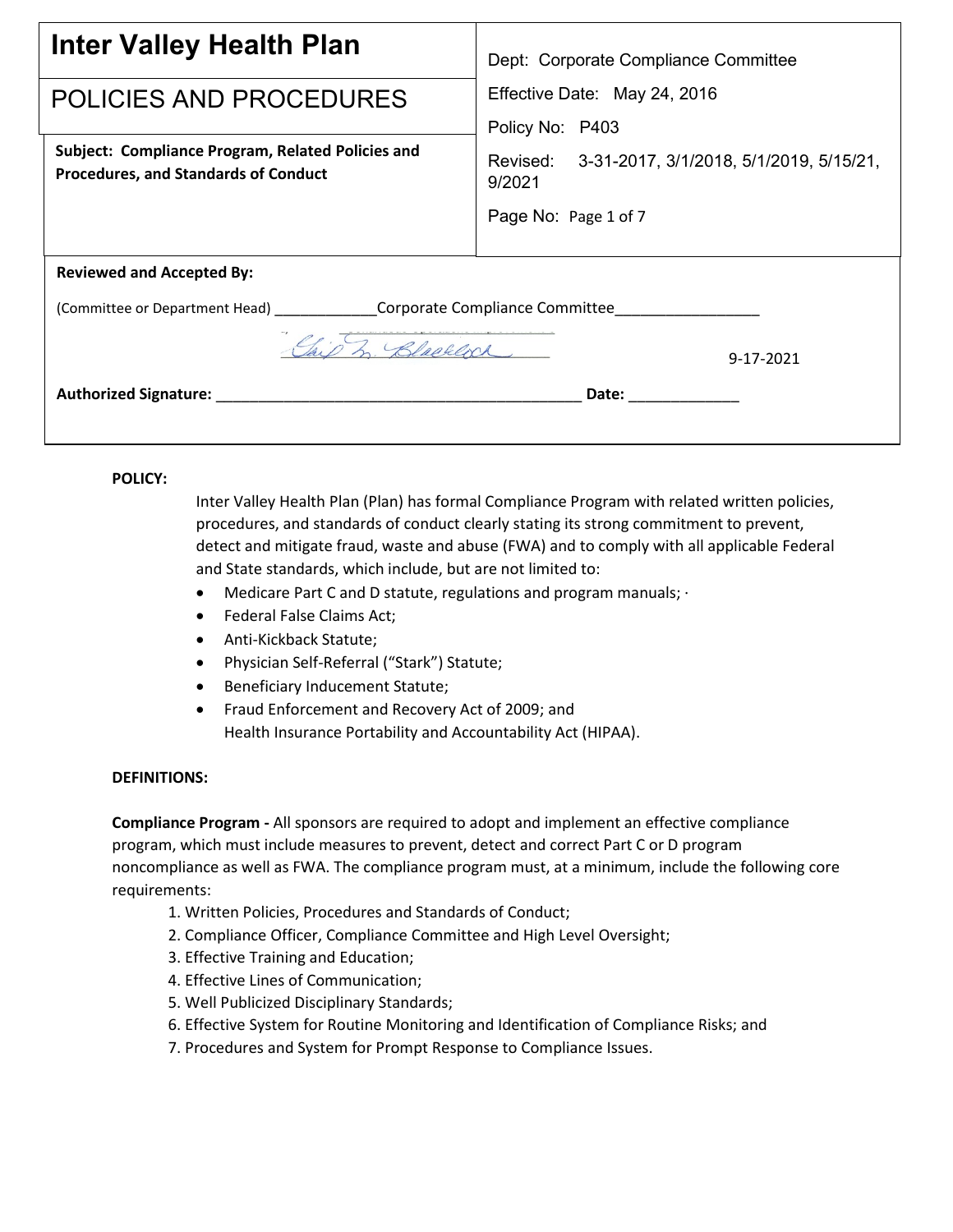| | |
|---|---|
| **Inter Valley Health Plan** | Dept: Corporate Compliance Committee |
| POLICIES AND PROCEDURES | Effective Date: May 24, 2016 |
| | Policy No: P403 |
| **Subject: Compliance Program, Related Policies and Procedures, and Standards of Conduct** | Revised: 3-31-2017, 3/1/2018, 5/1/2019, 5/15/21, 9/2021 |
| | Page No: Page 1 of 7 |

**Reviewed and Accepted By:**

(Committee or Department Head) \_\_\_\_\_\_\_\_\_\_\_\_Corporate Compliance Committee\_\_\_\_\_\_\_\_\_\_\_\_\_\_\_\_\_

**Authorized Signature:** \_\_\_\_\_\_\_\_\_\_\_\_\_\_\_\_\_\_\_\_\_\_\_\_\_\_\_\_\_\_\_\_\_\_\_\_\_\_\_\_\_\_\_\_\_ **Date:** 9-17-2021

**POLICY:**

Inter Valley Health Plan (Plan) has formal Compliance Program with related written policies, procedures, and standards of conduct clearly stating its strong commitment to prevent, detect and mitigate fraud, waste and abuse (FWA) and to comply with all applicable Federal and State standards, which include, but are not limited to:

- Medicare Part C and D statute, regulations and program manuals; ·
- Federal False Claims Act;
- Anti-Kickback Statute;
- Physician Self-Referral ("Stark") Statute;
- Beneficiary Inducement Statute;
- Fraud Enforcement and Recovery Act of 2009; and
  Health Insurance Portability and Accountability Act (HIPAA).

**DEFINITIONS:**

**Compliance Program -** All sponsors are required to adopt and implement an effective compliance program, which must include measures to prevent, detect and correct Part C or D program noncompliance as well as FWA. The compliance program must, at a minimum, include the following core requirements:

1. Written Policies, Procedures and Standards of Conduct;
2. Compliance Officer, Compliance Committee and High Level Oversight;
3. Effective Training and Education;
4. Effective Lines of Communication;
5. Well Publicized Disciplinary Standards;
6. Effective System for Routine Monitoring and Identification of Compliance Risks; and
7. Procedures and System for Prompt Response to Compliance Issues.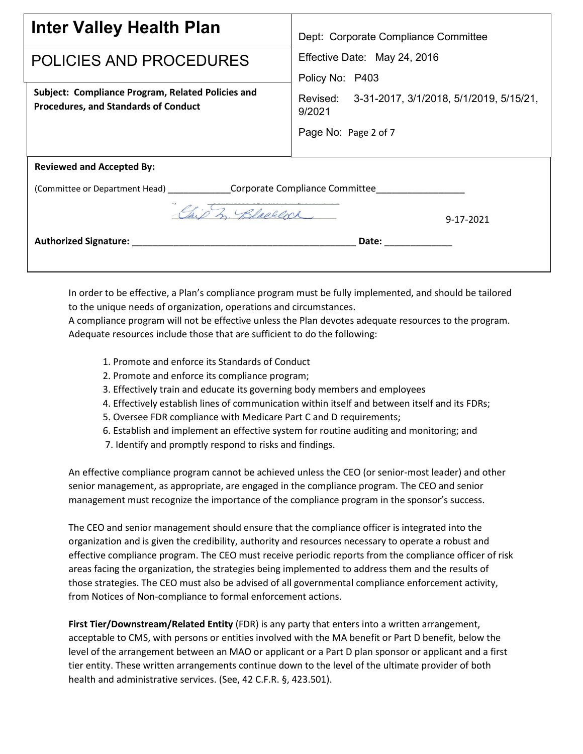In order to be effective, a Plan's compliance program must be fully implemented, and should be tailored to the unique needs of organization, operations and circumstances.
A compliance program will not be effective unless the Plan devotes adequate resources to the program. Adequate resources include those that are sufficient to do the following:

1. Promote and enforce its Standards of Conduct
2. Promote and enforce its compliance program;
3. Effectively train and educate its governing body members and employees
4. Effectively establish lines of communication within itself and between itself and its FDRs;
5. Oversee FDR compliance with Medicare Part C and D requirements;
6. Establish and implement an effective system for routine auditing and monitoring; and
7. Identify and promptly respond to risks and findings.

An effective compliance program cannot be achieved unless the CEO (or senior-most leader) and other senior management, as appropriate, are engaged in the compliance program. The CEO and senior management must recognize the importance of the compliance program in the sponsor's success.

The CEO and senior management should ensure that the compliance officer is integrated into the organization and is given the credibility, authority and resources necessary to operate a robust and effective compliance program. The CEO must receive periodic reports from the compliance officer of risk areas facing the organization, the strategies being implemented to address them and the results of those strategies. The CEO must also be advised of all governmental compliance enforcement activity, from Notices of Non-compliance to formal enforcement actions.

**First Tier/Downstream/Related Entity** (FDR) is any party that enters into a written arrangement, acceptable to CMS, with persons or entities involved with the MA benefit or Part D benefit, below the level of the arrangement between an MAO or applicant or a Part D plan sponsor or applicant and a first tier entity. These written arrangements continue down to the level of the ultimate provider of both health and administrative services. (See, 42 C.F.R. §, 423.501).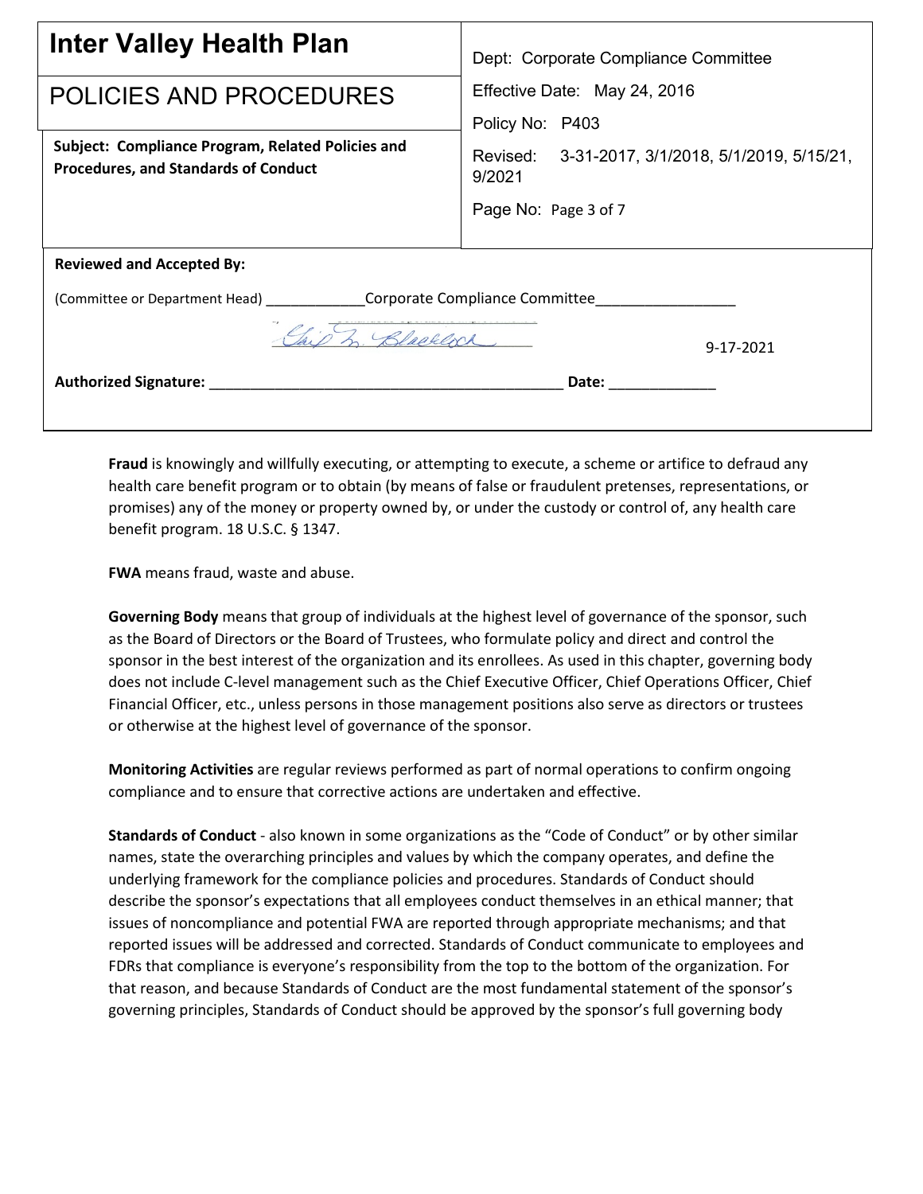**Fraud** is knowingly and willfully executing, or attempting to execute, a scheme or artifice to defraud any health care benefit program or to obtain (by means of false or fraudulent pretenses, representations, or promises) any of the money or property owned by, or under the custody or control of, any health care benefit program. 18 U.S.C. § 1347.

**FWA** means fraud, waste and abuse.

**Governing Body** means that group of individuals at the highest level of governance of the sponsor, such as the Board of Directors or the Board of Trustees, who formulate policy and direct and control the sponsor in the best interest of the organization and its enrollees. As used in this chapter, governing body does not include C-level management such as the Chief Executive Officer, Chief Operations Officer, Chief Financial Officer, etc., unless persons in those management positions also serve as directors or trustees or otherwise at the highest level of governance of the sponsor.

**Monitoring Activities** are regular reviews performed as part of normal operations to confirm ongoing compliance and to ensure that corrective actions are undertaken and effective.

**Standards of Conduct** - also known in some organizations as the "Code of Conduct" or by other similar names, state the overarching principles and values by which the company operates, and define the underlying framework for the compliance policies and procedures. Standards of Conduct should describe the sponsor's expectations that all employees conduct themselves in an ethical manner; that issues of noncompliance and potential FWA are reported through appropriate mechanisms; and that reported issues will be addressed and corrected. Standards of Conduct communicate to employees and FDRs that compliance is everyone's responsibility from the top to the bottom of the organization. For that reason, and because Standards of Conduct are the most fundamental statement of the sponsor's governing principles, Standards of Conduct should be approved by the sponsor's full governing body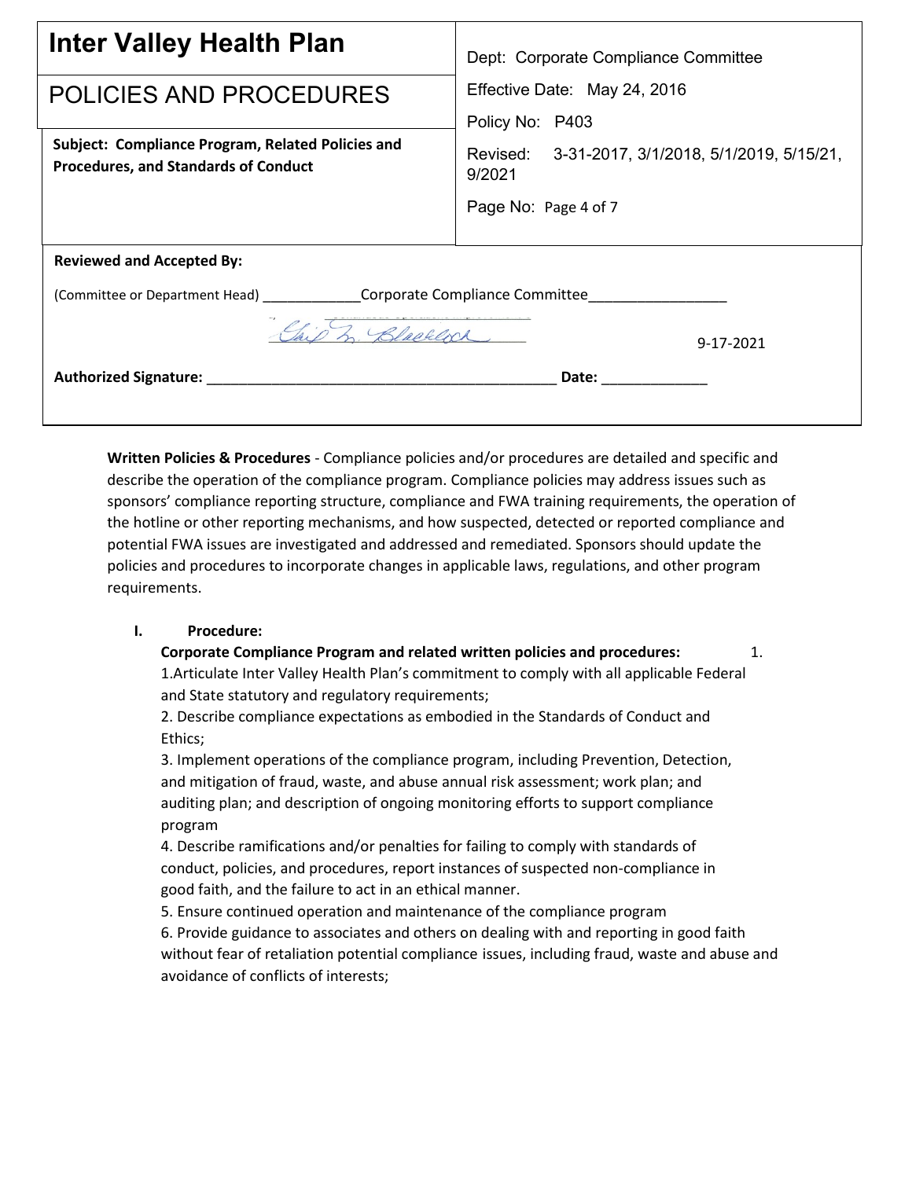**Written Policies & Procedures** - Compliance policies and/or procedures are detailed and specific and describe the operation of the compliance program. Compliance policies may address issues such as sponsors' compliance reporting structure, compliance and FWA training requirements, the operation of the hotline or other reporting mechanisms, and how suspected, detected or reported compliance and potential FWA issues are investigated and addressed and remediated. Sponsors should update the policies and procedures to incorporate changes in applicable laws, regulations, and other program requirements.

**I. Procedure:**

**Corporate Compliance Program and related written policies and procedures:** 1.

1.Articulate Inter Valley Health Plan's commitment to comply with all applicable Federal and State statutory and regulatory requirements;

2. Describe compliance expectations as embodied in the Standards of Conduct and Ethics;

3. Implement operations of the compliance program, including Prevention, Detection, and mitigation of fraud, waste, and abuse annual risk assessment; work plan; and auditing plan; and description of ongoing monitoring efforts to support compliance program

4. Describe ramifications and/or penalties for failing to comply with standards of conduct, policies, and procedures, report instances of suspected non-compliance in good faith, and the failure to act in an ethical manner.

5. Ensure continued operation and maintenance of the compliance program

6. Provide guidance to associates and others on dealing with and reporting in good faith without fear of retaliation potential compliance issues, including fraud, waste and abuse and avoidance of conflicts of interests;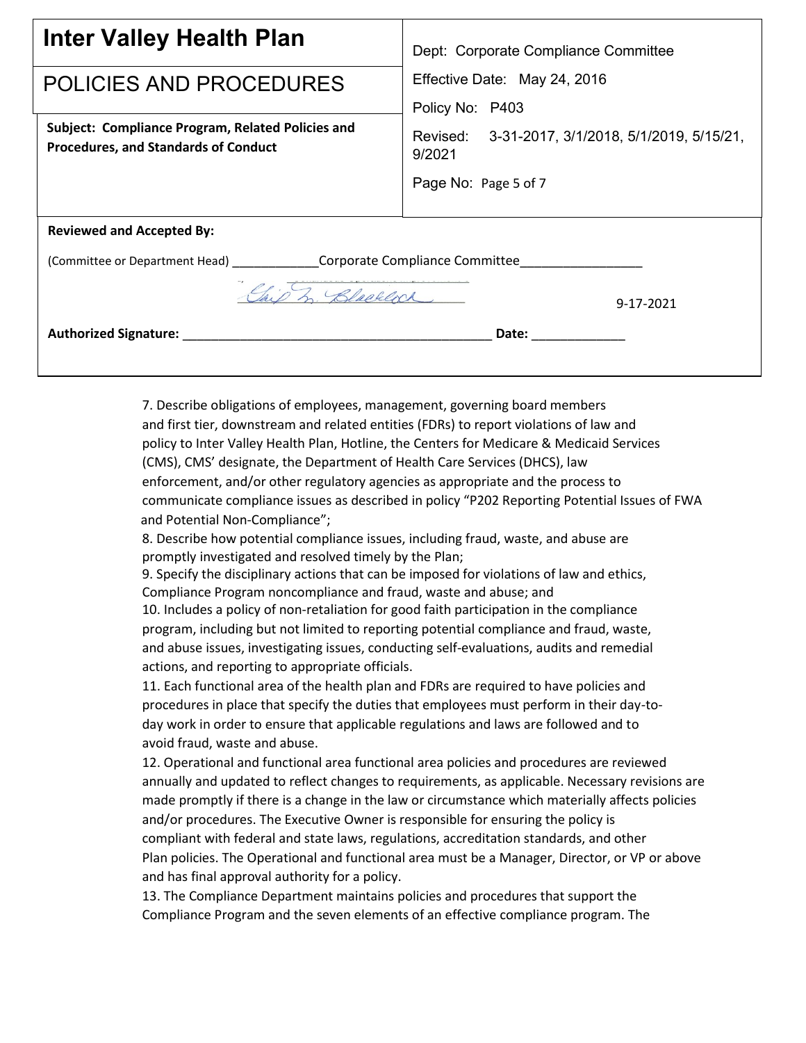7. Describe obligations of employees, management, governing board members and first tier, downstream and related entities (FDRs) to report violations of law and policy to Inter Valley Health Plan, Hotline, the Centers for Medicare & Medicaid Services (CMS), CMS' designate, the Department of Health Care Services (DHCS), law enforcement, and/or other regulatory agencies as appropriate and the process to communicate compliance issues as described in policy "P202 Reporting Potential Issues of FWA and Potential Non-Compliance";
8. Describe how potential compliance issues, including fraud, waste, and abuse are promptly investigated and resolved timely by the Plan;
9. Specify the disciplinary actions that can be imposed for violations of law and ethics, Compliance Program noncompliance and fraud, waste and abuse; and
10. Includes a policy of non-retaliation for good faith participation in the compliance program, including but not limited to reporting potential compliance and fraud, waste, and abuse issues, investigating issues, conducting self-evaluations, audits and remedial actions, and reporting to appropriate officials.
11. Each functional area of the health plan and FDRs are required to have policies and procedures in place that specify the duties that employees must perform in their day-to-day work in order to ensure that applicable regulations and laws are followed and to avoid fraud, waste and abuse.
12. Operational and functional area functional area policies and procedures are reviewed annually and updated to reflect changes to requirements, as applicable. Necessary revisions are made promptly if there is a change in the law or circumstance which materially affects policies and/or procedures. The Executive Owner is responsible for ensuring the policy is compliant with federal and state laws, regulations, accreditation standards, and other Plan policies. The Operational and functional area must be a Manager, Director, or VP or above and has final approval authority for a policy.
13. The Compliance Department maintains policies and procedures that support the Compliance Program and the seven elements of an effective compliance program. The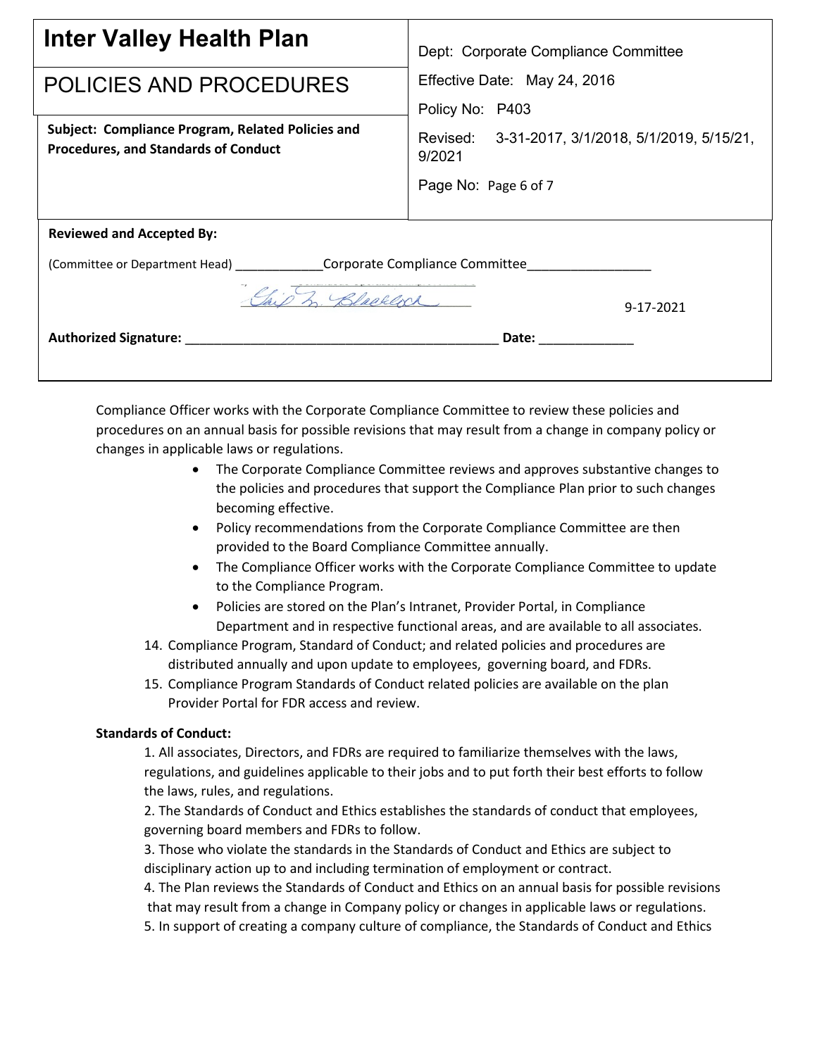Compliance Officer works with the Corporate Compliance Committee to review these policies and procedures on an annual basis for possible revisions that may result from a change in company policy or changes in applicable laws or regulations.

- The Corporate Compliance Committee reviews and approves substantive changes to the policies and procedures that support the Compliance Plan prior to such changes becoming effective.
- Policy recommendations from the Corporate Compliance Committee are then provided to the Board Compliance Committee annually.
- The Compliance Officer works with the Corporate Compliance Committee to update to the Compliance Program.
- Policies are stored on the Plan's Intranet, Provider Portal, in Compliance Department and in respective functional areas, and are available to all associates.

14. Compliance Program, Standard of Conduct; and related policies and procedures are distributed annually and upon update to employees, governing board, and FDRs.
15. Compliance Program Standards of Conduct related policies are available on the plan Provider Portal for FDR access and review.

**Standards of Conduct:**

1. All associates, Directors, and FDRs are required to familiarize themselves with the laws, regulations, and guidelines applicable to their jobs and to put forth their best efforts to follow the laws, rules, and regulations.
2. The Standards of Conduct and Ethics establishes the standards of conduct that employees, governing board members and FDRs to follow.
3. Those who violate the standards in the Standards of Conduct and Ethics are subject to disciplinary action up to and including termination of employment or contract.
4. The Plan reviews the Standards of Conduct and Ethics on an annual basis for possible revisions that may result from a change in Company policy or changes in applicable laws or regulations.
5. In support of creating a company culture of compliance, the Standards of Conduct and Ethics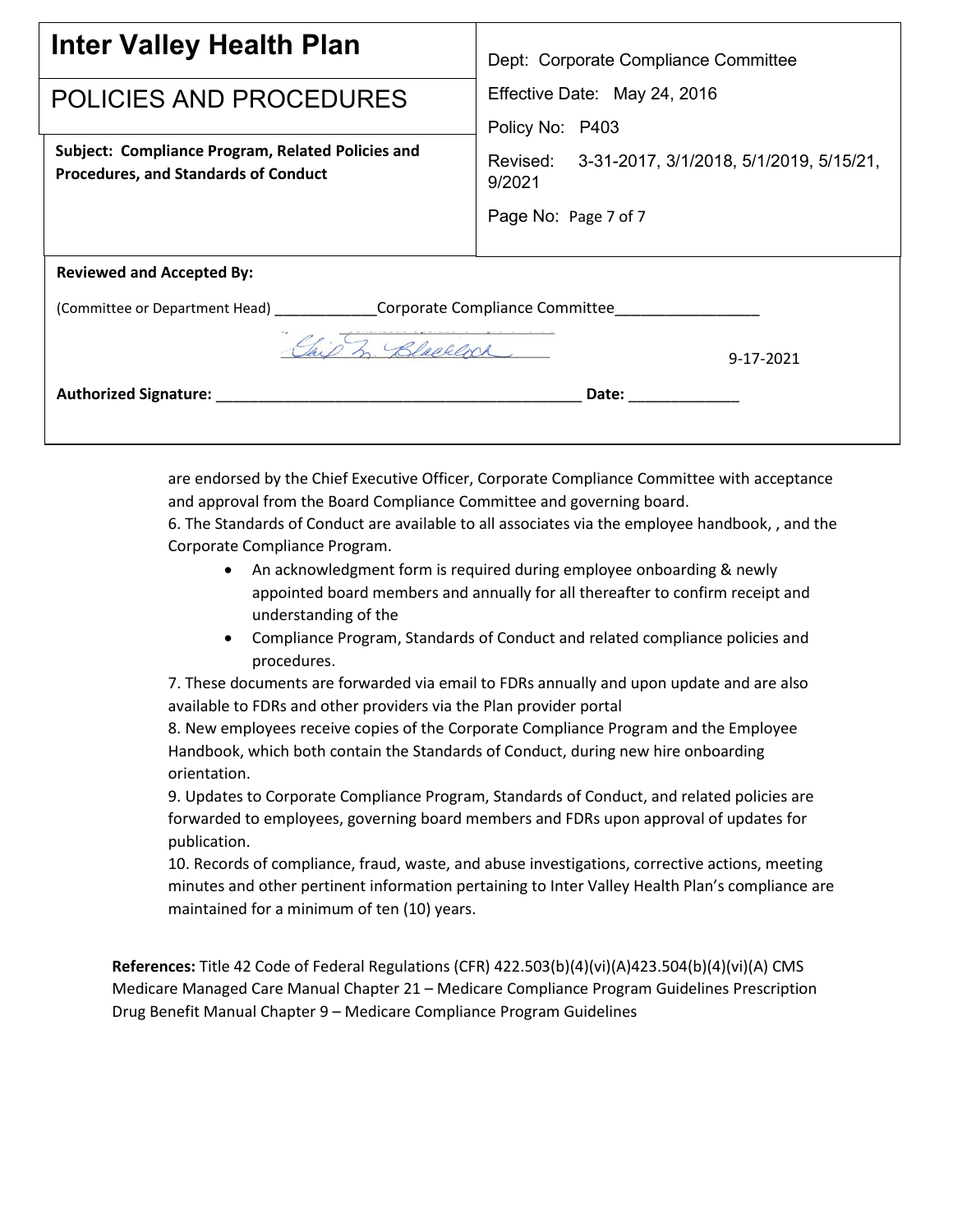| **Inter Valley Health Plan** | Dept: Corporate Compliance Committee |
|---|---|
| POLICIES AND PROCEDURES | Effective Date: May 24, 2016 |
| | Policy No: P403 |
| **Subject: Compliance Program, Related Policies and Procedures, and Standards of Conduct** | Revised: 3-31-2017, 3/1/2018, 5/1/2019, 5/15/21, 9/2021 |

**Reviewed and Accepted By:**

(Committee or Department Head) ____________Corporate Compliance Committee_________________

**Authorized Signature:** ____________________________________________ **Date:** 9-17-2021

are endorsed by the Chief Executive Officer, Corporate Compliance Committee with acceptance and approval from the Board Compliance Committee and governing board.

6. The Standards of Conduct are available to all associates via the employee handbook, , and the Corporate Compliance Program.
   - An acknowledgment form is required during employee onboarding & newly appointed board members and annually for all thereafter to confirm receipt and understanding of the
   - Compliance Program, Standards of Conduct and related compliance policies and procedures.

7. These documents are forwarded via email to FDRs annually and upon update and are also available to FDRs and other providers via the Plan provider portal

8. New employees receive copies of the Corporate Compliance Program and the Employee Handbook, which both contain the Standards of Conduct, during new hire onboarding orientation.

9. Updates to Corporate Compliance Program, Standards of Conduct, and related policies are forwarded to employees, governing board members and FDRs upon approval of updates for publication.

10. Records of compliance, fraud, waste, and abuse investigations, corrective actions, meeting minutes and other pertinent information pertaining to Inter Valley Health Plan's compliance are maintained for a minimum of ten (10) years.

**References:** Title 42 Code of Federal Regulations (CFR) 422.503(b)(4)(vi)(A)423.504(b)(4)(vi)(A) CMS Medicare Managed Care Manual Chapter 21 – Medicare Compliance Program Guidelines Prescription Drug Benefit Manual Chapter 9 – Medicare Compliance Program Guidelines